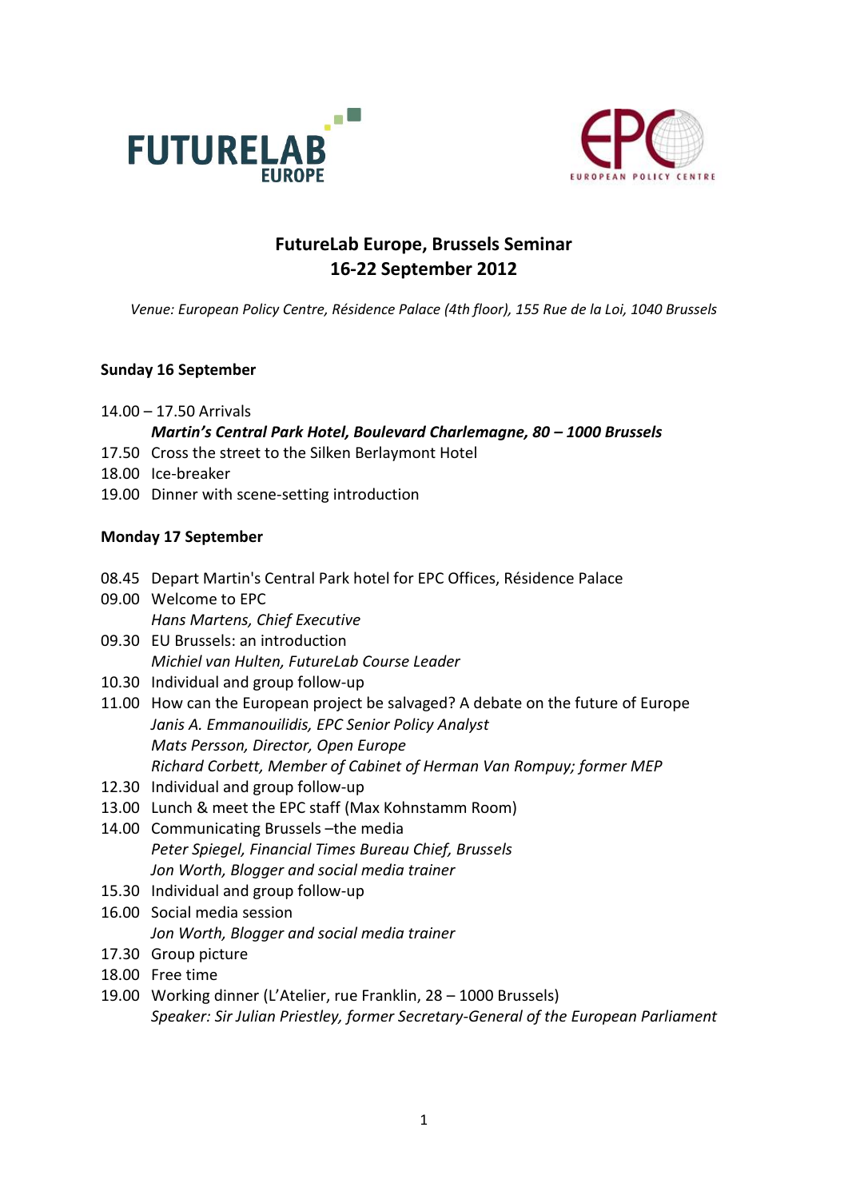# FutureLab Europe, Brussels Seminar
# 16-22 September 2012

*Venue: European Policy Centre, Résidence Palace (4th floor), 155 Rue de la Loi, 1040 Brussels*

**Sunday 16 September**

14.00 – 17.50 Arrivals
***Martin's Central Park Hotel, Boulevard Charlemagne, 80 – 1000 Brussels***
17.50 Cross the street to the Silken Berlaymont Hotel
18.00 Ice-breaker
19.00 Dinner with scene-setting introduction

**Monday 17 September**

08.45 Depart Martin's Central Park hotel for EPC Offices, Résidence Palace
09.00 Welcome to EPC
*Hans Martens, Chief Executive*
09.30 EU Brussels: an introduction
*Michiel van Hulten, FutureLab Course Leader*
10.30 Individual and group follow-up
11.00 How can the European project be salvaged? A debate on the future of Europe
*Janis A. Emmanouilidis, EPC Senior Policy Analyst*
*Mats Persson, Director, Open Europe*
*Richard Corbett, Member of Cabinet of Herman Van Rompuy; former MEP*
12.30 Individual and group follow-up
13.00 Lunch & meet the EPC staff (Max Kohnstamm Room)
14.00 Communicating Brussels –the media
*Peter Spiegel, Financial Times Bureau Chief, Brussels*
*Jon Worth, Blogger and social media trainer*
15.30 Individual and group follow-up
16.00 Social media session
*Jon Worth, Blogger and social media trainer*
17.30 Group picture
18.00 Free time
19.00 Working dinner (L'Atelier, rue Franklin, 28 – 1000 Brussels)
*Speaker: Sir Julian Priestley, former Secretary-General of the European Parliament*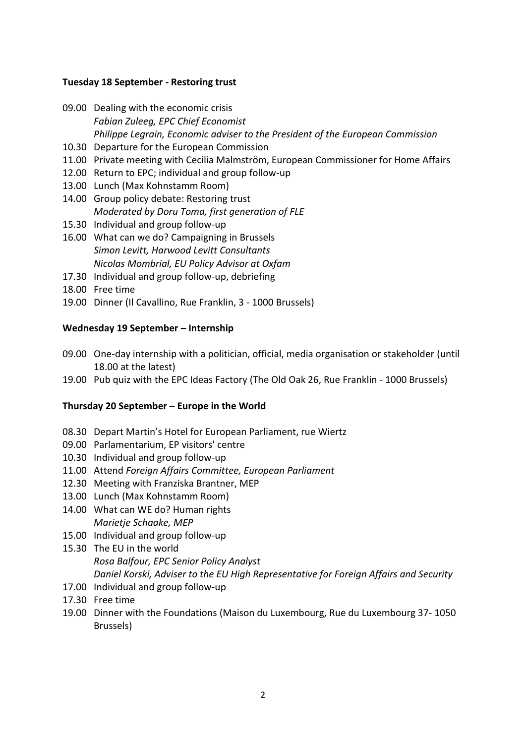**Tuesday 18 September - Restoring trust**

09.00 Dealing with the economic crisis
*Fabian Zuleeg, EPC Chief Economist*
*Philippe Legrain, Economic adviser to the President of the European Commission*

10.30 Departure for the European Commission

11.00 Private meeting with Cecilia Malmström, European Commissioner for Home Affairs

12.00 Return to EPC; individual and group follow-up

13.00 Lunch (Max Kohnstamm Room)

14.00 Group policy debate: Restoring trust
*Moderated by Doru Toma, first generation of FLE*

15.30 Individual and group follow-up

16.00 What can we do? Campaigning in Brussels
*Simon Levitt, Harwood Levitt Consultants*
*Nicolas Mombrial, EU Policy Advisor at Oxfam*

17.30 Individual and group follow-up, debriefing

18.00 Free time

19.00 Dinner (Il Cavallino, Rue Franklin, 3 - 1000 Brussels)

**Wednesday 19 September – Internship**

09.00 One-day internship with a politician, official, media organisation or stakeholder (until 18.00 at the latest)

19.00 Pub quiz with the EPC Ideas Factory (The Old Oak 26, Rue Franklin - 1000 Brussels)

**Thursday 20 September – Europe in the World**

08.30 Depart Martin's Hotel for European Parliament, rue Wiertz

09.00 Parlamentarium, EP visitors' centre

10.30 Individual and group follow-up

11.00 Attend *Foreign Affairs Committee, European Parliament*

12.30 Meeting with Franziska Brantner, MEP

13.00 Lunch (Max Kohnstamm Room)

14.00 What can WE do? Human rights
*Marietje Schaake, MEP*

15.00 Individual and group follow-up

15.30 The EU in the world
*Rosa Balfour, EPC Senior Policy Analyst*
*Daniel Korski, Adviser to the EU High Representative for Foreign Affairs and Security*

17.00 Individual and group follow-up

17.30 Free time

19.00 Dinner with the Foundations (Maison du Luxembourg, Rue du Luxembourg 37- 1050 Brussels)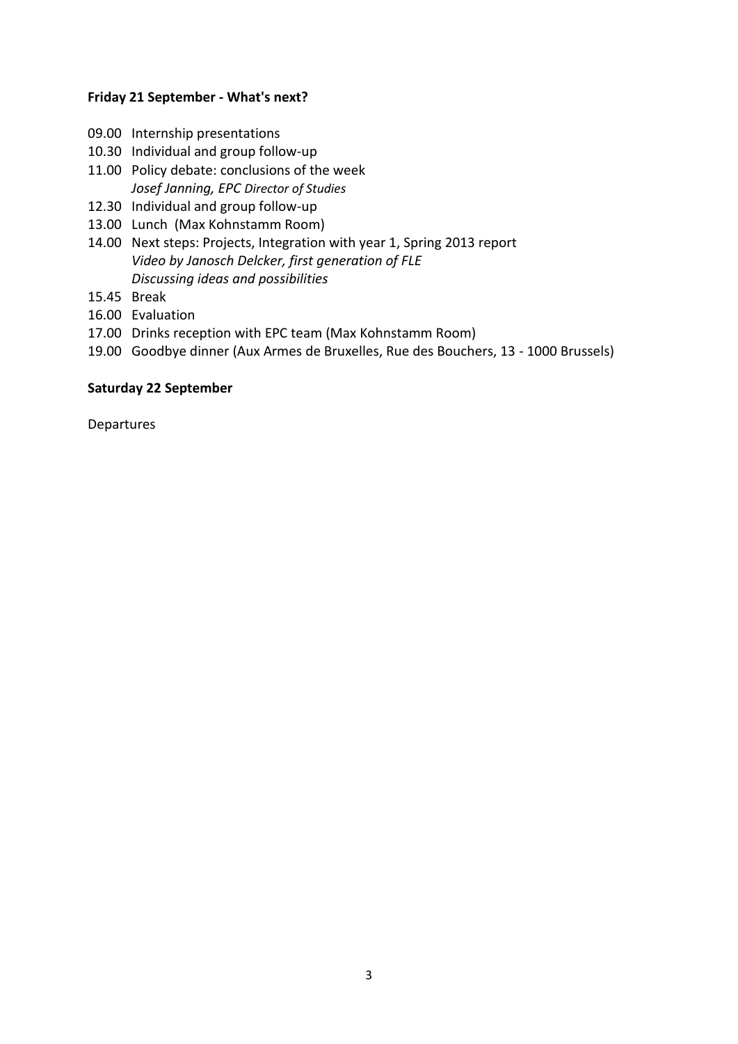**Friday 21 September - What's next?**

09.00 Internship presentations

10.30 Individual and group follow-up

11.00 Policy debate: conclusions of the week
*Josef Janning, EPC Director of Studies*

12.30 Individual and group follow-up

13.00 Lunch (Max Kohnstamm Room)

14.00 Next steps: Projects, Integration with year 1, Spring 2013 report
*Video by Janosch Delcker, first generation of FLE*
*Discussing ideas and possibilities*

15.45 Break

16.00 Evaluation

17.00 Drinks reception with EPC team (Max Kohnstamm Room)

19.00 Goodbye dinner (Aux Armes de Bruxelles, Rue des Bouchers, 13 - 1000 Brussels)

**Saturday 22 September**

Departures